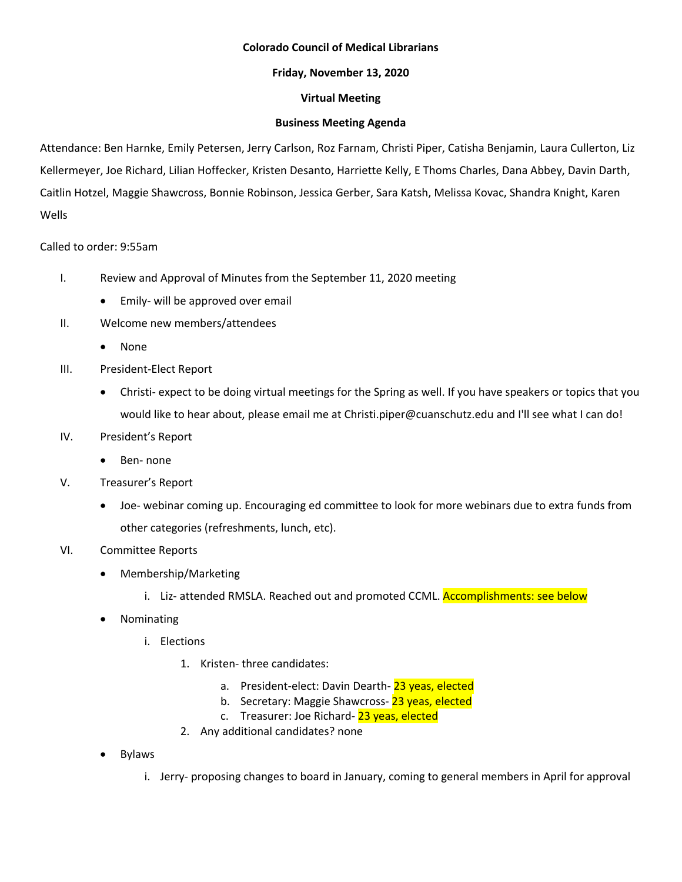**Colorado Council of Medical Librarians**

**Friday, November 13, 2020**

**Virtual Meeting**

**Business Meeting Agenda**

Attendance: Ben Harnke, Emily Petersen, Jerry Carlson, Roz Farnam, Christi Piper, Catisha Benjamin, Laura Cullerton, Liz Kellermeyer, Joe Richard, Lilian Hoffecker, Kristen Desanto, Harriette Kelly, E Thoms Charles, Dana Abbey, Davin Darth, Caitlin Hotzel, Maggie Shawcross, Bonnie Robinson, Jessica Gerber, Sara Katsh, Melissa Kovac, Shandra Knight, Karen Wells

Called to order: 9:55am

I. Review and Approval of Minutes from the September 11, 2020 meeting
   - Emily- will be approved over email

II. Welcome new members/attendees
   - None

III. President-Elect Report
   - Christi- expect to be doing virtual meetings for the Spring as well. If you have speakers or topics that you would like to hear about, please email me at Christi.piper@cuanschutz.edu and I'll see what I can do!

IV. President's Report
   - Ben- none

V. Treasurer's Report
   - Joe- webinar coming up. Encouraging ed committee to look for more webinars due to extra funds from other categories (refreshments, lunch, etc).

VI. Committee Reports
   - Membership/Marketing
     i. Liz- attended RMSLA. Reached out and promoted CCML. Accomplishments: see below
   - Nominating
     i. Elections
        1. Kristen- three candidates:
           a. President-elect: Davin Dearth- 23 yeas, elected
           b. Secretary: Maggie Shawcross- 23 yeas, elected
           c. Treasurer: Joe Richard- 23 yeas, elected
        2. Any additional candidates? none
   - Bylaws
     i. Jerry- proposing changes to board in January, coming to general members in April for approval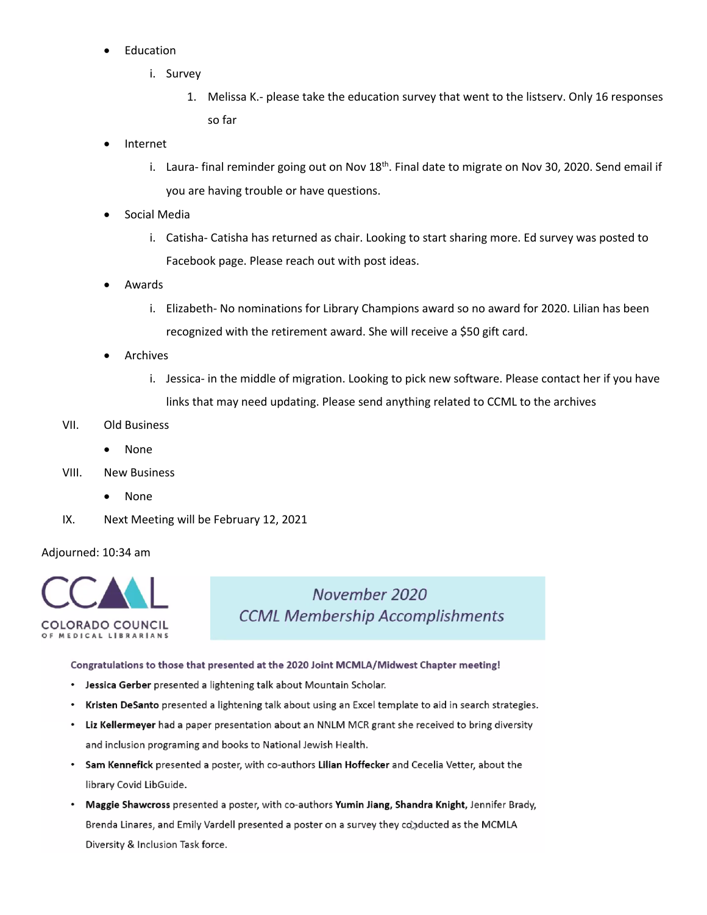- Education
  - i. Survey
    1. Melissa K.- please take the education survey that went to the listserv. Only 16 responses so far
- Internet
  - i. Laura- final reminder going out on Nov 18th. Final date to migrate on Nov 30, 2020. Send email if you are having trouble or have questions.
- Social Media
  - i. Catisha- Catisha has returned as chair. Looking to start sharing more. Ed survey was posted to Facebook page. Please reach out with post ideas.
- Awards
  - i. Elizabeth- No nominations for Library Champions award so no award for 2020. Lilian has been recognized with the retirement award. She will receive a $50 gift card.
- Archives
  - i. Jessica- in the middle of migration. Looking to pick new software. Please contact her if you have links that may need updating. Please send anything related to CCML to the archives

VII. Old Business

- None

VIII. New Business

- None

IX. Next Meeting will be February 12, 2021

Adjourned: 10:34 am

CCML
COLORADO COUNCIL OF MEDICAL LIBRARIANS

## *November 2020 CCML Membership Accomplishments*

**Congratulations to those that presented at the 2020 Joint MCMLA/Midwest Chapter meeting!**

- **Jessica Gerber** presented a lightening talk about Mountain Scholar.
- **Kristen DeSanto** presented a lightening talk about using an Excel template to aid in search strategies.
- **Liz Kellermeyer** had a paper presentation about an NNLM MCR grant she received to bring diversity and inclusion programing and books to National Jewish Health.
- **Sam Kennefick** presented a poster, with co-authors **Lilian Hoffecker** and Cecelia Vetter, about the library Covid LibGuide.
- **Maggie Shawcross** presented a poster, with co-authors **Yumin Jiang, Shandra Knight,** Jennifer Brady, Brenda Linares, and Emily Vardell presented a poster on a survey they conducted as the MCMLA Diversity & Inclusion Task force.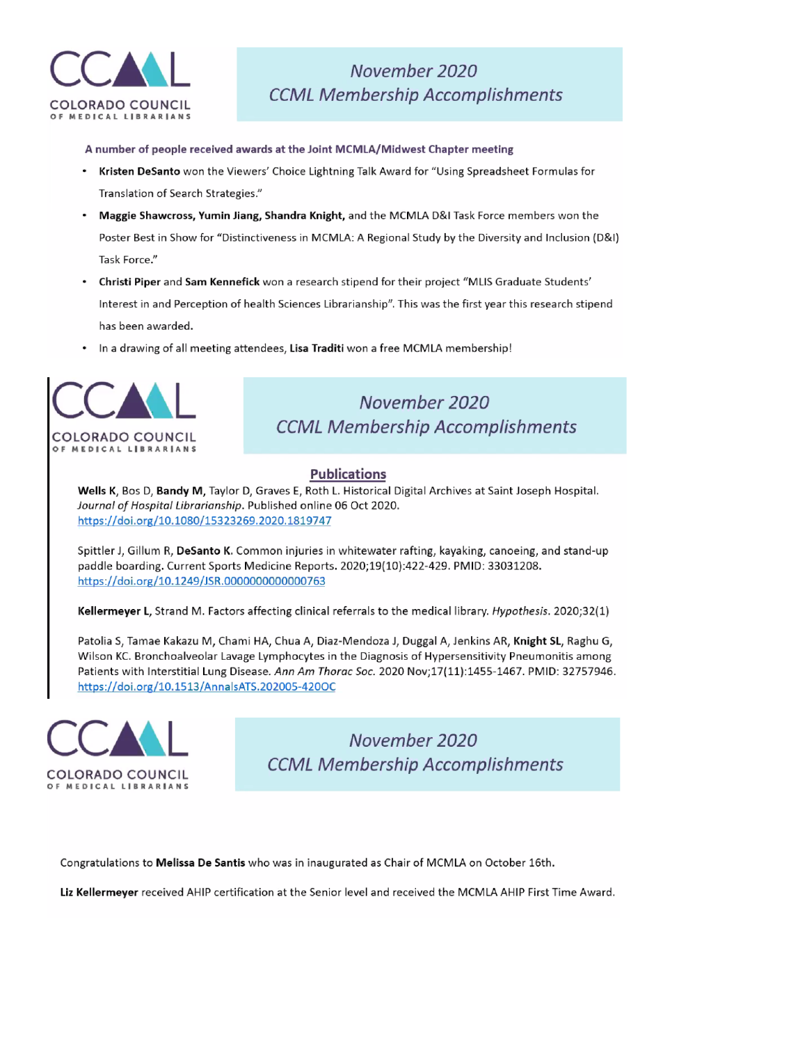CCML COLORADO COUNCIL OF MEDICAL LIBRARIANS

## November 2020 CCML Membership Accomplishments

**A number of people received awards at the Joint MCMLA/Midwest Chapter meeting**

- **Kristen DeSanto** won the Viewers' Choice Lightning Talk Award for "Using Spreadsheet Formulas for Translation of Search Strategies."
- **Maggie Shawcross, Yumin Jiang, Shandra Knight,** and the MCMLA D&I Task Force members won the Poster Best in Show for "Distinctiveness in MCMLA: A Regional Study by the Diversity and Inclusion (D&I) Task Force."
- **Christi Piper** and **Sam Kennefick** won a research stipend for their project "MLIS Graduate Students' Interest in and Perception of health Sciences Librarianship". This was the first year this research stipend has been awarded.
- In a drawing of all meeting attendees, **Lisa Traditi** won a free MCMLA membership!

CCML COLORADO COUNCIL OF MEDICAL LIBRARIANS

## November 2020 CCML Membership Accomplishments

### Publications

**Wells K**, Bos D, **Bandy M**, Taylor D, Graves E, Roth L. Historical Digital Archives at Saint Joseph Hospital. *Journal of Hospital Librarianship*. Published online 06 Oct 2020. https://doi.org/10.1080/15323269.2020.1819747

Spittler J, Gillum R, **DeSanto K**. Common injuries in whitewater rafting, kayaking, canoeing, and stand-up paddle boarding. Current Sports Medicine Reports. 2020;19(10):422-429. PMID: 33031208. https://doi.org/10.1249/JSR.0000000000000763

**Kellermeyer L**, Strand M. Factors affecting clinical referrals to the medical library. *Hypothesis*. 2020;32(1)

Patolia S, Tamae Kakazu M, Chami HA, Chua A, Diaz-Mendoza J, Duggal A, Jenkins AR, **Knight SL**, Raghu G, Wilson KC. Bronchoalveolar Lavage Lymphocytes in the Diagnosis of Hypersensitivity Pneumonitis among Patients with Interstitial Lung Disease. *Ann Am Thorac Soc.* 2020 Nov;17(11):1455-1467. PMID: 32757946. https://doi.org/10.1513/AnnalsATS.202005-420OC

CCML COLORADO COUNCIL OF MEDICAL LIBRARIANS

## November 2020 CCML Membership Accomplishments

Congratulations to **Melissa De Santis** who was in inaugurated as Chair of MCMLA on October 16th.

**Liz Kellermeyer** received AHIP certification at the Senior level and received the MCMLA AHIP First Time Award.